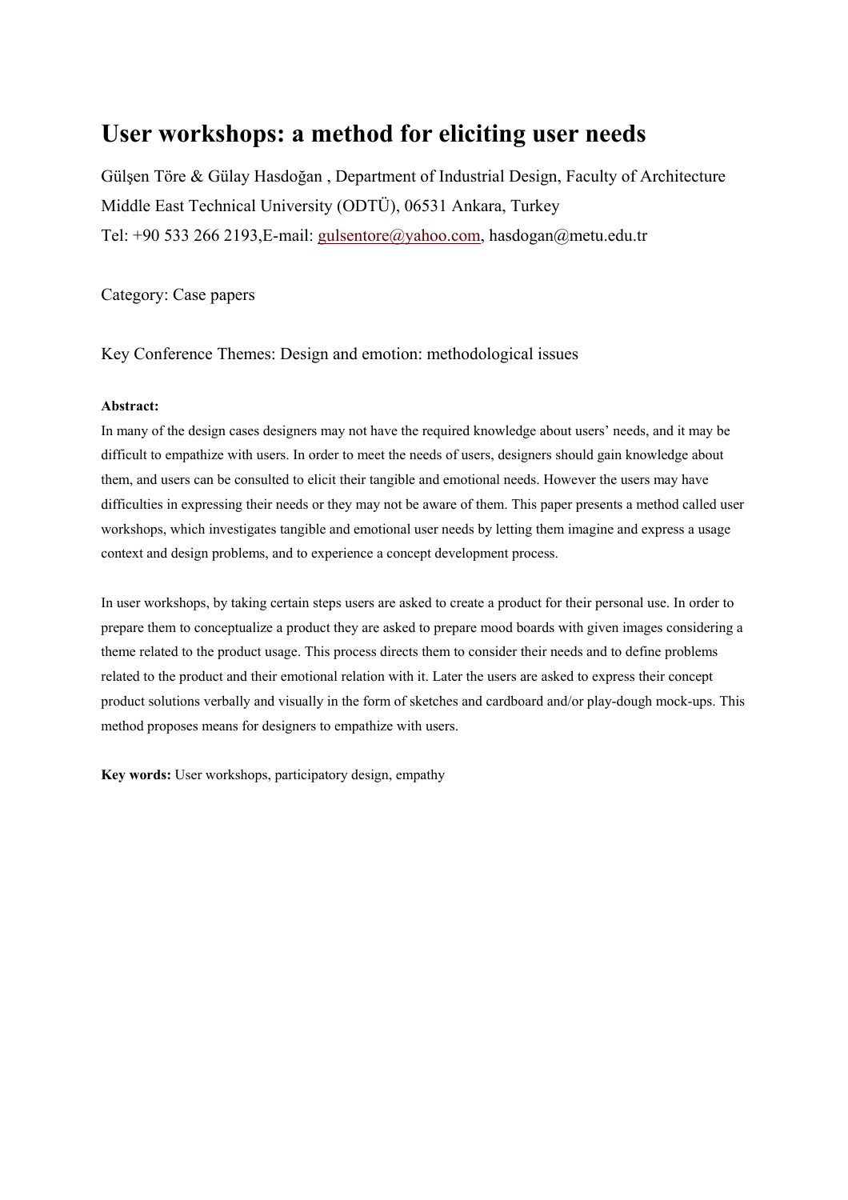# User workshops: a method for eliciting user needs

Gülşen Töre & Gülay Hasdoğan , Department of Industrial Design, Faculty of Architecture Middle East Technical University (ODTÜ), 06531 Ankara, Turkey

Tel: +90 533 266 2193,E-mail: gulsentore@yahoo.com, hasdogan@metu.edu.tr

Category: Case papers

Key Conference Themes: Design and emotion: methodological issues

**Abstract:**

In many of the design cases designers may not have the required knowledge about users' needs, and it may be difficult to empathize with users. In order to meet the needs of users, designers should gain knowledge about them, and users can be consulted to elicit their tangible and emotional needs. However the users may have difficulties in expressing their needs or they may not be aware of them. This paper presents a method called user workshops, which investigates tangible and emotional user needs by letting them imagine and express a usage context and design problems, and to experience a concept development process.

In user workshops, by taking certain steps users are asked to create a product for their personal use. In order to prepare them to conceptualize a product they are asked to prepare mood boards with given images considering a theme related to the product usage. This process directs them to consider their needs and to define problems related to the product and their emotional relation with it. Later the users are asked to express their concept product solutions verbally and visually in the form of sketches and cardboard and/or play-dough mock-ups. This method proposes means for designers to empathize with users.

**Key words:** User workshops, participatory design, empathy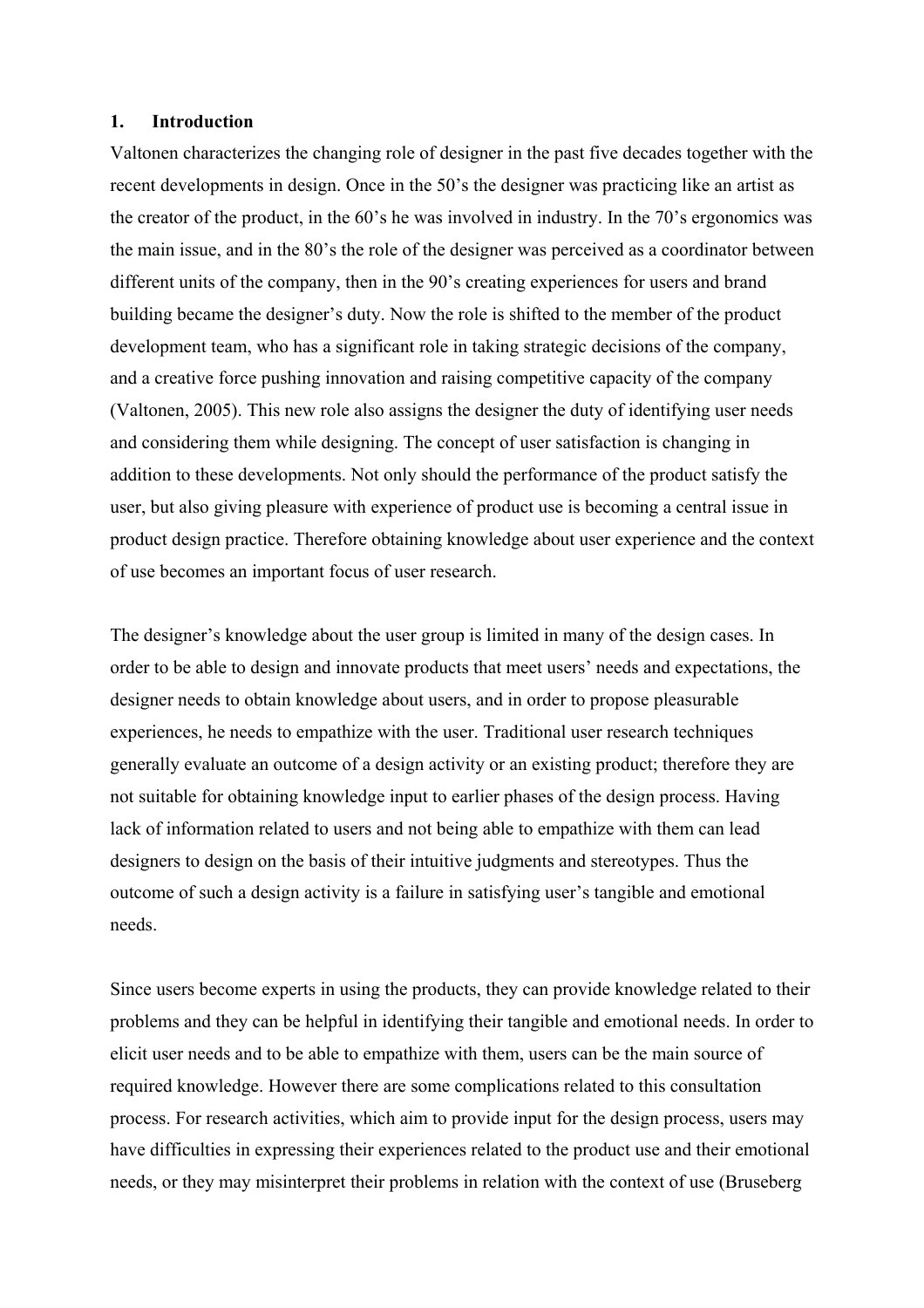## 1. Introduction

Valtonen characterizes the changing role of designer in the past five decades together with the recent developments in design. Once in the 50's the designer was practicing like an artist as the creator of the product, in the 60's he was involved in industry. In the 70's ergonomics was the main issue, and in the 80's the role of the designer was perceived as a coordinator between different units of the company, then in the 90's creating experiences for users and brand building became the designer's duty. Now the role is shifted to the member of the product development team, who has a significant role in taking strategic decisions of the company, and a creative force pushing innovation and raising competitive capacity of the company (Valtonen, 2005). This new role also assigns the designer the duty of identifying user needs and considering them while designing. The concept of user satisfaction is changing in addition to these developments. Not only should the performance of the product satisfy the user, but also giving pleasure with experience of product use is becoming a central issue in product design practice. Therefore obtaining knowledge about user experience and the context of use becomes an important focus of user research.

The designer's knowledge about the user group is limited in many of the design cases. In order to be able to design and innovate products that meet users' needs and expectations, the designer needs to obtain knowledge about users, and in order to propose pleasurable experiences, he needs to empathize with the user. Traditional user research techniques generally evaluate an outcome of a design activity or an existing product; therefore they are not suitable for obtaining knowledge input to earlier phases of the design process. Having lack of information related to users and not being able to empathize with them can lead designers to design on the basis of their intuitive judgments and stereotypes. Thus the outcome of such a design activity is a failure in satisfying user's tangible and emotional needs.

Since users become experts in using the products, they can provide knowledge related to their problems and they can be helpful in identifying their tangible and emotional needs. In order to elicit user needs and to be able to empathize with them, users can be the main source of required knowledge. However there are some complications related to this consultation process. For research activities, which aim to provide input for the design process, users may have difficulties in expressing their experiences related to the product use and their emotional needs, or they may misinterpret their problems in relation with the context of use (Bruseberg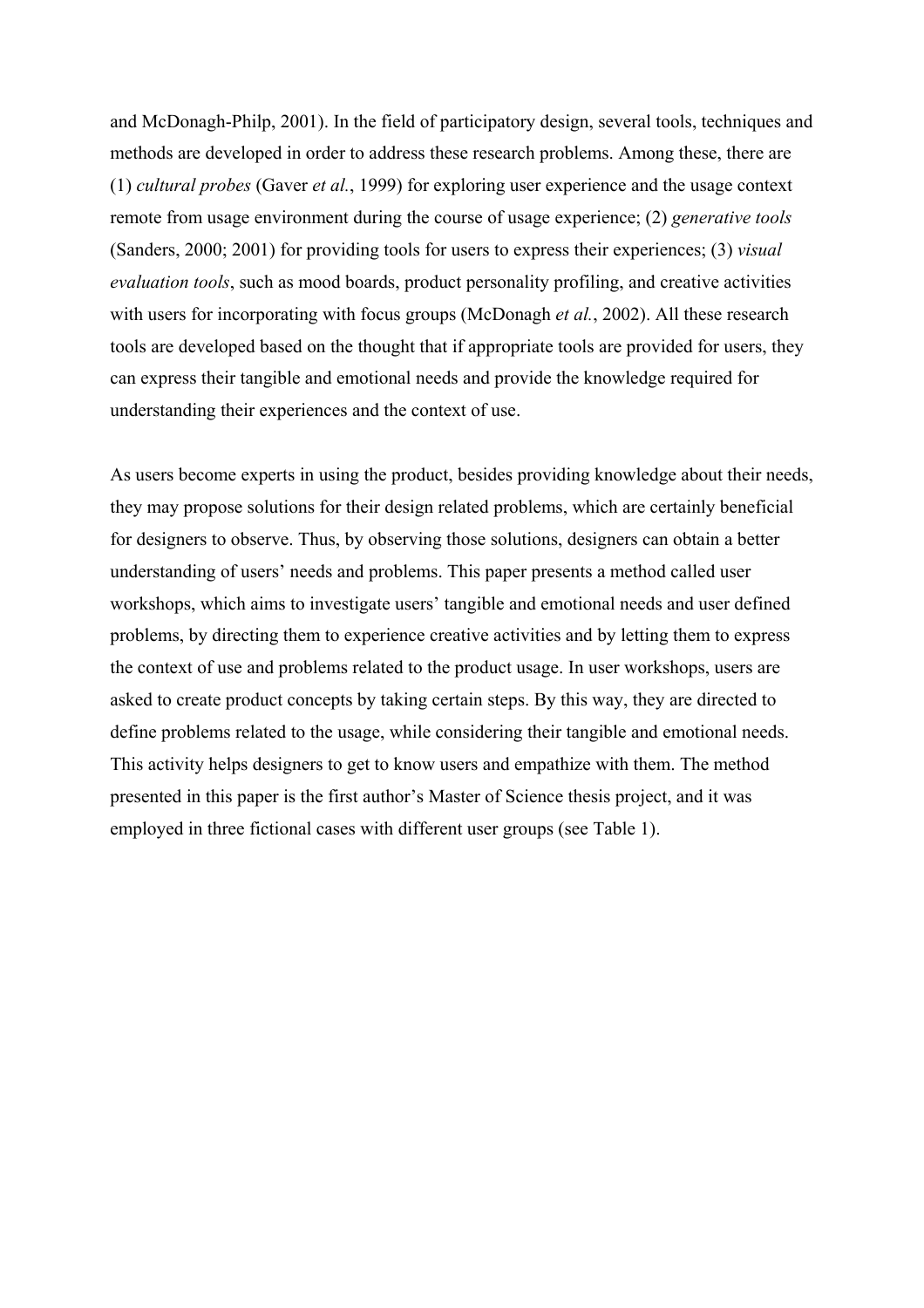and McDonagh-Philp, 2001). In the field of participatory design, several tools, techniques and methods are developed in order to address these research problems. Among these, there are (1) *cultural probes* (Gaver *et al.*, 1999) for exploring user experience and the usage context remote from usage environment during the course of usage experience; (2) *generative tools* (Sanders, 2000; 2001) for providing tools for users to express their experiences; (3) *visual evaluation tools*, such as mood boards, product personality profiling, and creative activities with users for incorporating with focus groups (McDonagh *et al.*, 2002). All these research tools are developed based on the thought that if appropriate tools are provided for users, they can express their tangible and emotional needs and provide the knowledge required for understanding their experiences and the context of use.

As users become experts in using the product, besides providing knowledge about their needs, they may propose solutions for their design related problems, which are certainly beneficial for designers to observe. Thus, by observing those solutions, designers can obtain a better understanding of users' needs and problems. This paper presents a method called user workshops, which aims to investigate users' tangible and emotional needs and user defined problems, by directing them to experience creative activities and by letting them to express the context of use and problems related to the product usage. In user workshops, users are asked to create product concepts by taking certain steps. By this way, they are directed to define problems related to the usage, while considering their tangible and emotional needs. This activity helps designers to get to know users and empathize with them. The method presented in this paper is the first author's Master of Science thesis project, and it was employed in three fictional cases with different user groups (see Table 1).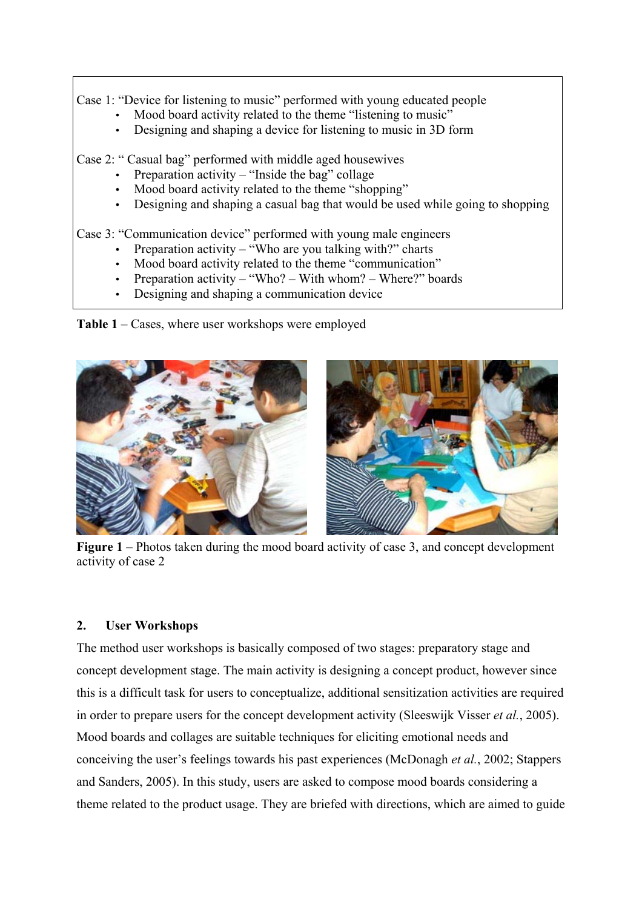Case 1: "Device for listening to music" performed with young educated people

- Mood board activity related to the theme "listening to music"
- Designing and shaping a device for listening to music in 3D form

Case 2: " Casual bag" performed with middle aged housewives

- Preparation activity – "Inside the bag" collage
- Mood board activity related to the theme "shopping"
- Designing and shaping a casual bag that would be used while going to shopping

Case 3: "Communication device" performed with young male engineers

- Preparation activity – "Who are you talking with?" charts
- Mood board activity related to the theme "communication"
- Preparation activity – "Who? – With whom? – Where?" boards
- Designing and shaping a communication device

**Table 1** – Cases, where user workshops were employed

**Figure 1** – Photos taken during the mood board activity of case 3, and concept development activity of case 2

## 2. User Workshops

The method user workshops is basically composed of two stages: preparatory stage and concept development stage. The main activity is designing a concept product, however since this is a difficult task for users to conceptualize, additional sensitization activities are required in order to prepare users for the concept development activity (Sleeswijk Visser *et al.*, 2005). Mood boards and collages are suitable techniques for eliciting emotional needs and conceiving the user's feelings towards his past experiences (McDonagh *et al.*, 2002; Stappers and Sanders, 2005). In this study, users are asked to compose mood boards considering a theme related to the product usage. They are briefed with directions, which are aimed to guide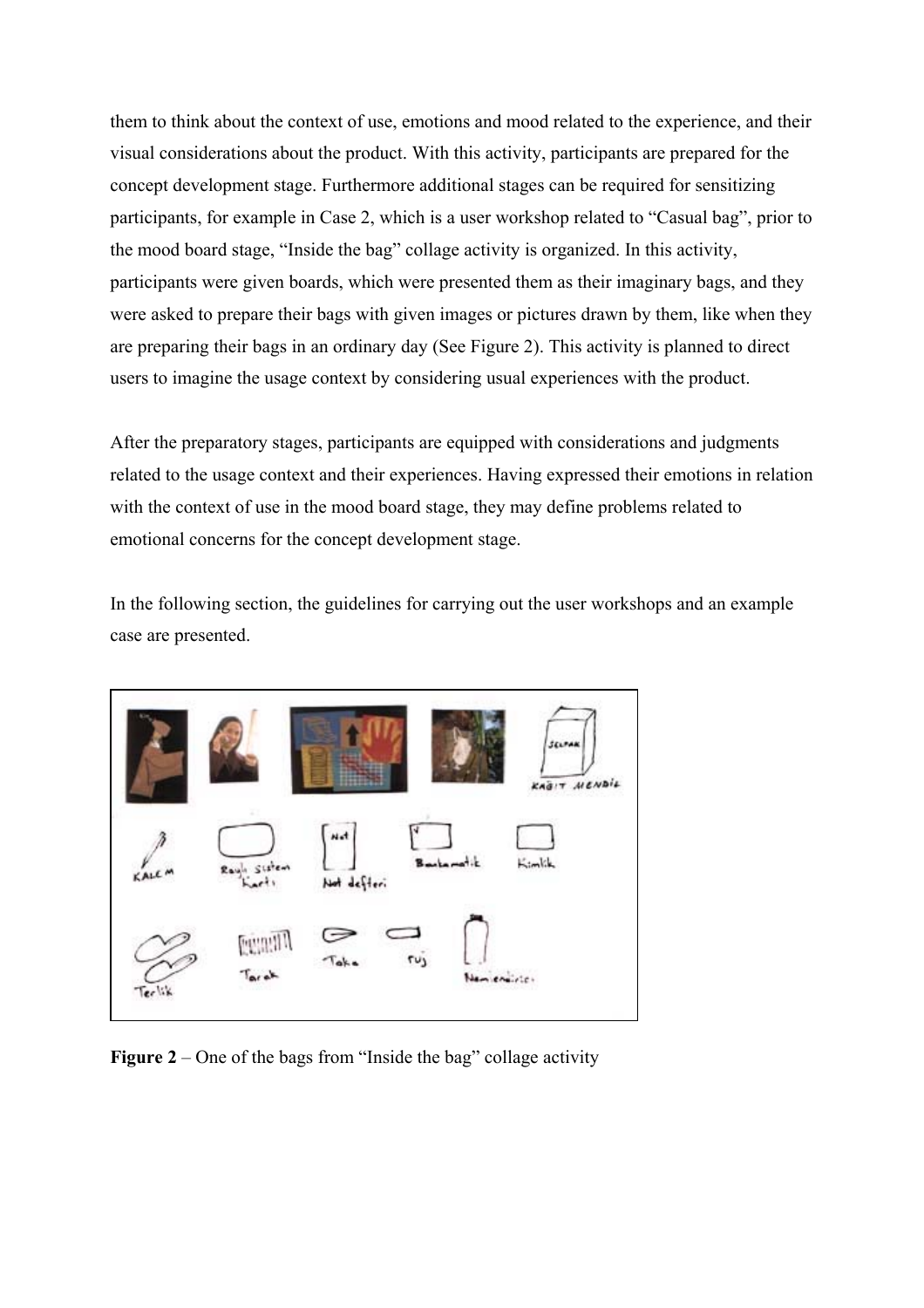them to think about the context of use, emotions and mood related to the experience, and their visual considerations about the product. With this activity, participants are prepared for the concept development stage. Furthermore additional stages can be required for sensitizing participants, for example in Case 2, which is a user workshop related to "Casual bag", prior to the mood board stage, "Inside the bag" collage activity is organized. In this activity, participants were given boards, which were presented them as their imaginary bags, and they were asked to prepare their bags with given images or pictures drawn by them, like when they are preparing their bags in an ordinary day (See Figure 2). This activity is planned to direct users to imagine the usage context by considering usual experiences with the product.

After the preparatory stages, participants are equipped with considerations and judgments related to the usage context and their experiences. Having expressed their emotions in relation with the context of use in the mood board stage, they may define problems related to emotional concerns for the concept development stage.

In the following section, the guidelines for carrying out the user workshops and an example case are presented.

**Figure 2** – One of the bags from "Inside the bag" collage activity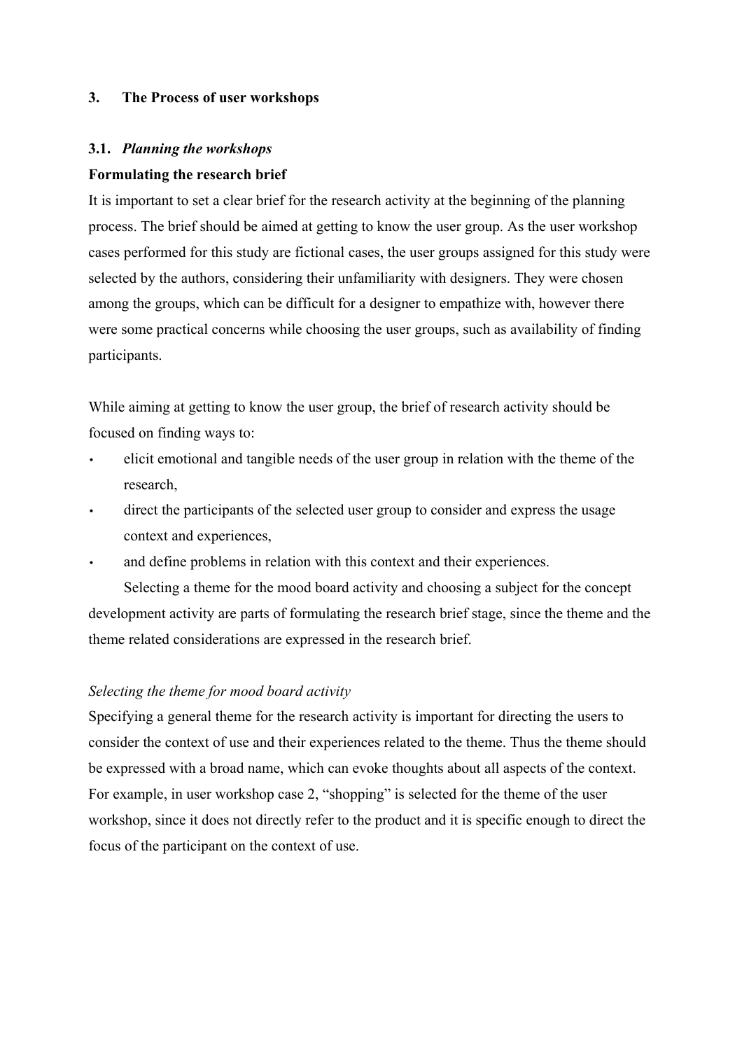## 3. The Process of user workshops

### 3.1. *Planning the workshops*

**Formulating the research brief**

It is important to set a clear brief for the research activity at the beginning of the planning process. The brief should be aimed at getting to know the user group. As the user workshop cases performed for this study are fictional cases, the user groups assigned for this study were selected by the authors, considering their unfamiliarity with designers. They were chosen among the groups, which can be difficult for a designer to empathize with, however there were some practical concerns while choosing the user groups, such as availability of finding participants.

While aiming at getting to know the user group, the brief of research activity should be focused on finding ways to:

- elicit emotional and tangible needs of the user group in relation with the theme of the research,
- direct the participants of the selected user group to consider and express the usage context and experiences,
- and define problems in relation with this context and their experiences.

Selecting a theme for the mood board activity and choosing a subject for the concept development activity are parts of formulating the research brief stage, since the theme and the theme related considerations are expressed in the research brief.

*Selecting the theme for mood board activity*

Specifying a general theme for the research activity is important for directing the users to consider the context of use and their experiences related to the theme. Thus the theme should be expressed with a broad name, which can evoke thoughts about all aspects of the context. For example, in user workshop case 2, "shopping" is selected for the theme of the user workshop, since it does not directly refer to the product and it is specific enough to direct the focus of the participant on the context of use.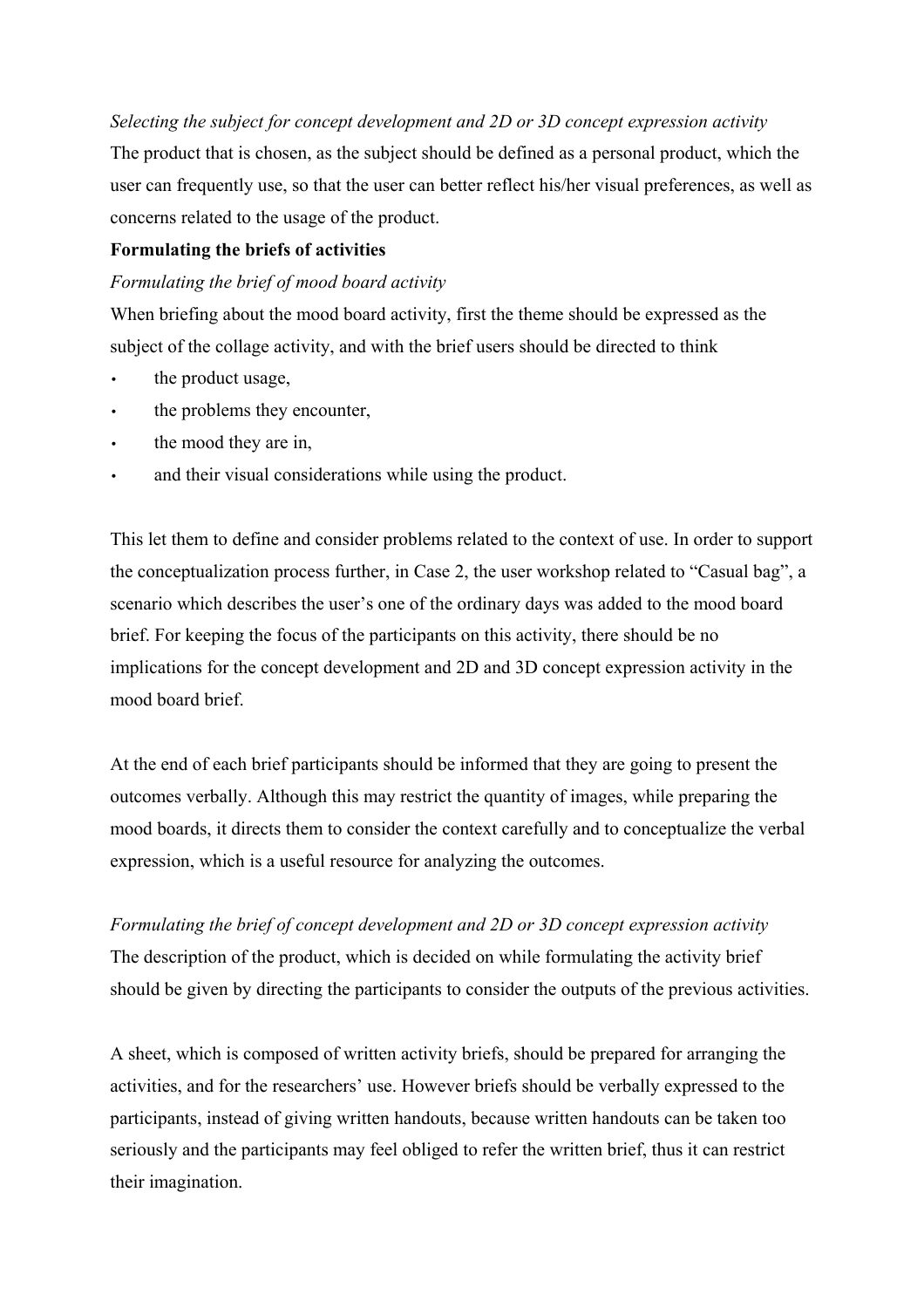*Selecting the subject for concept development and 2D or 3D concept expression activity*

The product that is chosen, as the subject should be defined as a personal product, which the user can frequently use, so that the user can better reflect his/her visual preferences, as well as concerns related to the usage of the product.

**Formulating the briefs of activities**

*Formulating the brief of mood board activity*

When briefing about the mood board activity, first the theme should be expressed as the subject of the collage activity, and with the brief users should be directed to think

- the product usage,
- the problems they encounter,
- the mood they are in,
- and their visual considerations while using the product.

This let them to define and consider problems related to the context of use. In order to support the conceptualization process further, in Case 2, the user workshop related to "Casual bag", a scenario which describes the user's one of the ordinary days was added to the mood board brief. For keeping the focus of the participants on this activity, there should be no implications for the concept development and 2D and 3D concept expression activity in the mood board brief.

At the end of each brief participants should be informed that they are going to present the outcomes verbally. Although this may restrict the quantity of images, while preparing the mood boards, it directs them to consider the context carefully and to conceptualize the verbal expression, which is a useful resource for analyzing the outcomes.

*Formulating the brief of concept development and 2D or 3D concept expression activity*

The description of the product, which is decided on while formulating the activity brief should be given by directing the participants to consider the outputs of the previous activities.

A sheet, which is composed of written activity briefs, should be prepared for arranging the activities, and for the researchers' use. However briefs should be verbally expressed to the participants, instead of giving written handouts, because written handouts can be taken too seriously and the participants may feel obliged to refer the written brief, thus it can restrict their imagination.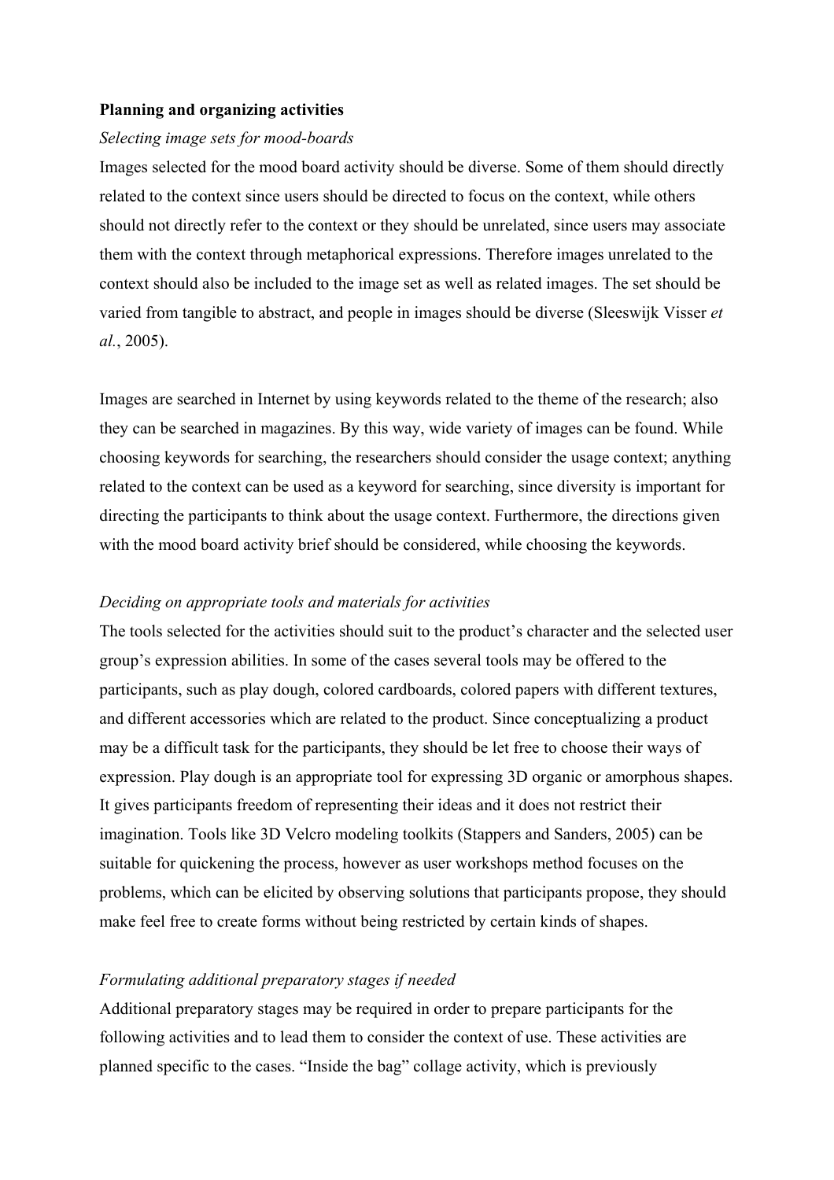**Planning and organizing activities**

*Selecting image sets for mood-boards*

Images selected for the mood board activity should be diverse. Some of them should directly related to the context since users should be directed to focus on the context, while others should not directly refer to the context or they should be unrelated, since users may associate them with the context through metaphorical expressions. Therefore images unrelated to the context should also be included to the image set as well as related images. The set should be varied from tangible to abstract, and people in images should be diverse (Sleeswijk Visser *et al.*, 2005).

Images are searched in Internet by using keywords related to the theme of the research; also they can be searched in magazines. By this way, wide variety of images can be found. While choosing keywords for searching, the researchers should consider the usage context; anything related to the context can be used as a keyword for searching, since diversity is important for directing the participants to think about the usage context. Furthermore, the directions given with the mood board activity brief should be considered, while choosing the keywords.

*Deciding on appropriate tools and materials for activities*

The tools selected for the activities should suit to the product's character and the selected user group's expression abilities. In some of the cases several tools may be offered to the participants, such as play dough, colored cardboards, colored papers with different textures, and different accessories which are related to the product. Since conceptualizing a product may be a difficult task for the participants, they should be let free to choose their ways of expression. Play dough is an appropriate tool for expressing 3D organic or amorphous shapes. It gives participants freedom of representing their ideas and it does not restrict their imagination. Tools like 3D Velcro modeling toolkits (Stappers and Sanders, 2005) can be suitable for quickening the process, however as user workshops method focuses on the problems, which can be elicited by observing solutions that participants propose, they should make feel free to create forms without being restricted by certain kinds of shapes.

*Formulating additional preparatory stages if needed*

Additional preparatory stages may be required in order to prepare participants for the following activities and to lead them to consider the context of use. These activities are planned specific to the cases. "Inside the bag" collage activity, which is previously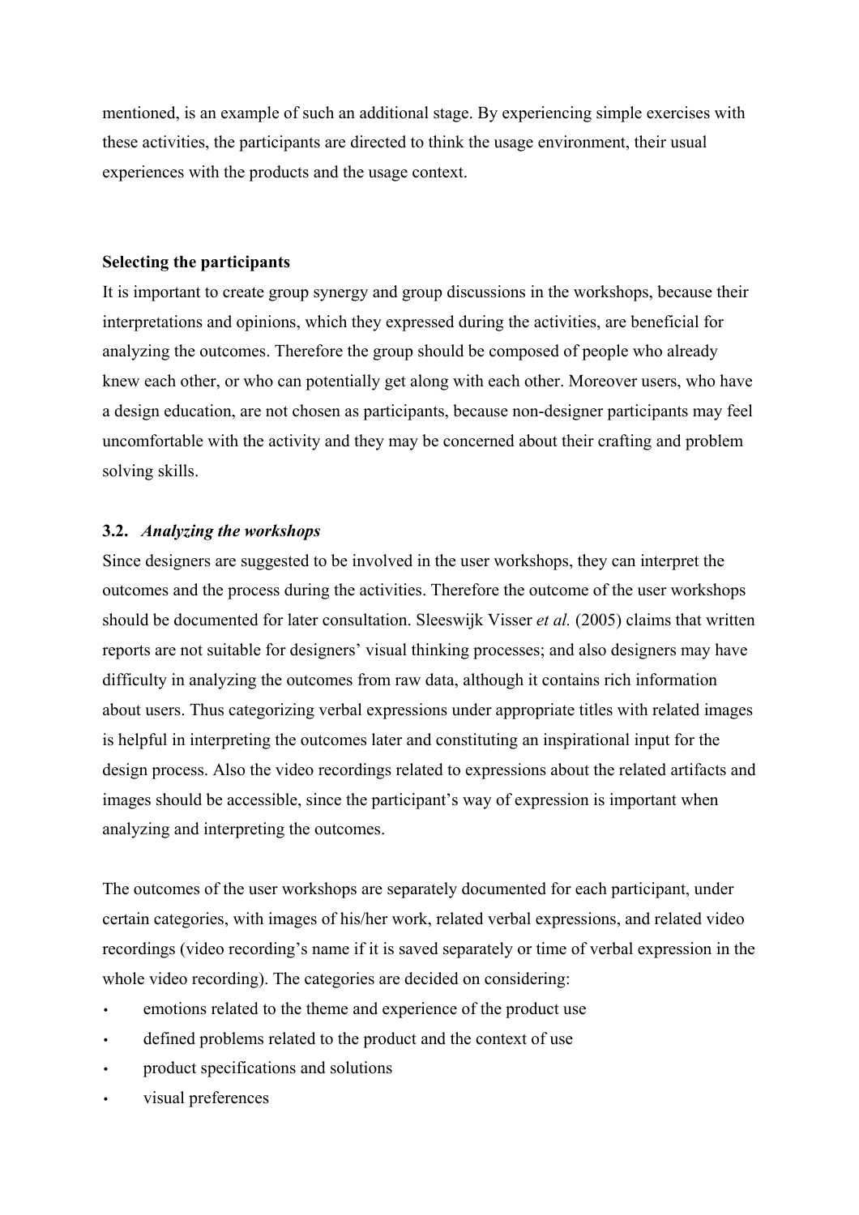mentioned, is an example of such an additional stage. By experiencing simple exercises with these activities, the participants are directed to think the usage environment, their usual experiences with the products and the usage context.

**Selecting the participants**

It is important to create group synergy and group discussions in the workshops, because their interpretations and opinions, which they expressed during the activities, are beneficial for analyzing the outcomes. Therefore the group should be composed of people who already knew each other, or who can potentially get along with each other. Moreover users, who have a design education, are not chosen as participants, because non-designer participants may feel uncomfortable with the activity and they may be concerned about their crafting and problem solving skills.

### 3.2. *Analyzing the workshops*

Since designers are suggested to be involved in the user workshops, they can interpret the outcomes and the process during the activities. Therefore the outcome of the user workshops should be documented for later consultation. Sleeswijk Visser *et al.* (2005) claims that written reports are not suitable for designers' visual thinking processes; and also designers may have difficulty in analyzing the outcomes from raw data, although it contains rich information about users. Thus categorizing verbal expressions under appropriate titles with related images is helpful in interpreting the outcomes later and constituting an inspirational input for the design process. Also the video recordings related to expressions about the related artifacts and images should be accessible, since the participant's way of expression is important when analyzing and interpreting the outcomes.

The outcomes of the user workshops are separately documented for each participant, under certain categories, with images of his/her work, related verbal expressions, and related video recordings (video recording's name if it is saved separately or time of verbal expression in the whole video recording). The categories are decided on considering:

- emotions related to the theme and experience of the product use
- defined problems related to the product and the context of use
- product specifications and solutions
- visual preferences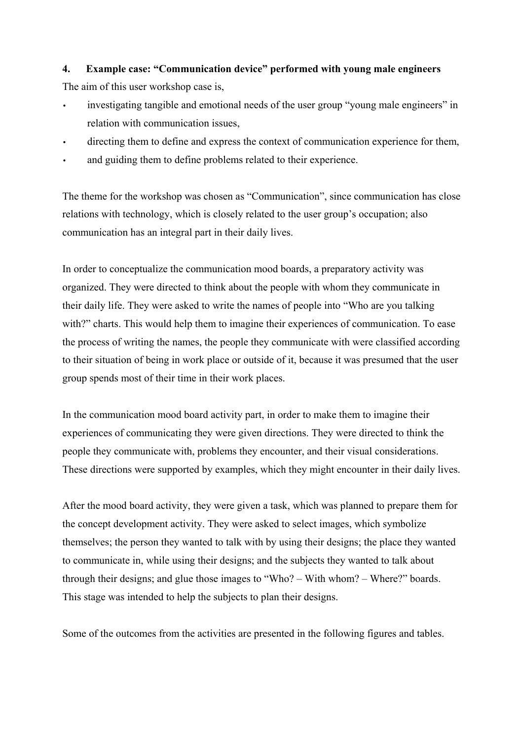## 4. Example case: "Communication device" performed with young male engineers

The aim of this user workshop case is,

- investigating tangible and emotional needs of the user group "young male engineers" in relation with communication issues,
- directing them to define and express the context of communication experience for them,
- and guiding them to define problems related to their experience.

The theme for the workshop was chosen as "Communication", since communication has close relations with technology, which is closely related to the user group's occupation; also communication has an integral part in their daily lives.

In order to conceptualize the communication mood boards, a preparatory activity was organized. They were directed to think about the people with whom they communicate in their daily life. They were asked to write the names of people into "Who are you talking with?" charts. This would help them to imagine their experiences of communication. To ease the process of writing the names, the people they communicate with were classified according to their situation of being in work place or outside of it, because it was presumed that the user group spends most of their time in their work places.

In the communication mood board activity part, in order to make them to imagine their experiences of communicating they were given directions. They were directed to think the people they communicate with, problems they encounter, and their visual considerations. These directions were supported by examples, which they might encounter in their daily lives.

After the mood board activity, they were given a task, which was planned to prepare them for the concept development activity. They were asked to select images, which symbolize themselves; the person they wanted to talk with by using their designs; the place they wanted to communicate in, while using their designs; and the subjects they wanted to talk about through their designs; and glue those images to "Who? – With whom? – Where?" boards. This stage was intended to help the subjects to plan their designs.

Some of the outcomes from the activities are presented in the following figures and tables.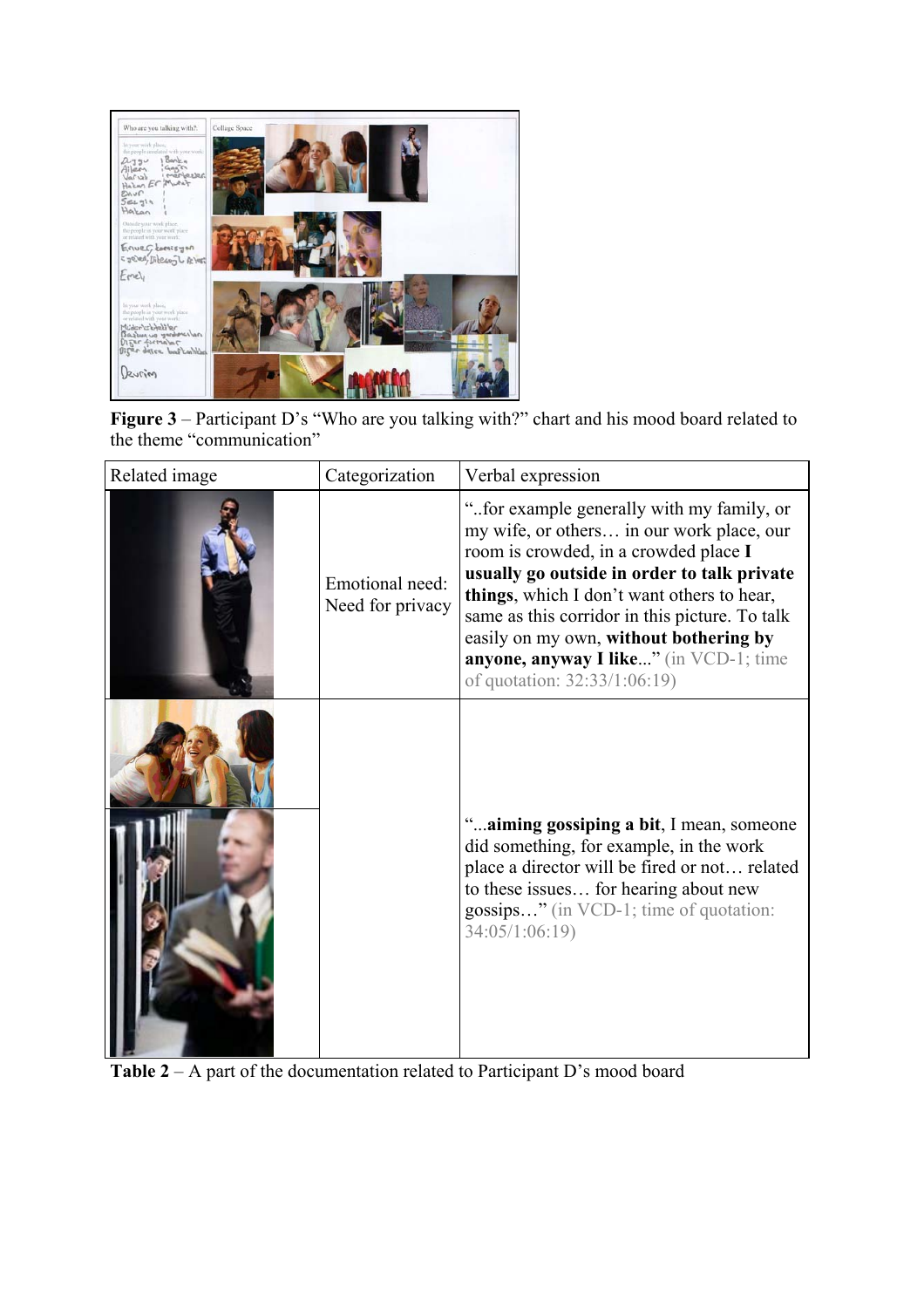**Figure 3** – Participant D's "Who are you talking with?" chart and his mood board related to the theme "communication"

| Related image | Categorization | Verbal expression |
|---|---|---|
| | Emotional need: Need for privacy | "..for example generally with my family, or my wife, or others… in our work place, our room is crowded, in a crowded place **I usually go outside in order to talk private things**, which I don't want others to hear, same as this corridor in this picture. To talk easily on my own, **without bothering by anyone, anyway I like**..." (in VCD-1; time of quotation: 32:33/1:06:19) |
| | | "...**aiming gossiping a bit**, I mean, someone did something, for example, in the work place a director will be fired or not… related to these issues… for hearing about new gossips…" (in VCD-1; time of quotation: 34:05/1:06:19) |

**Table 2** – A part of the documentation related to Participant D's mood board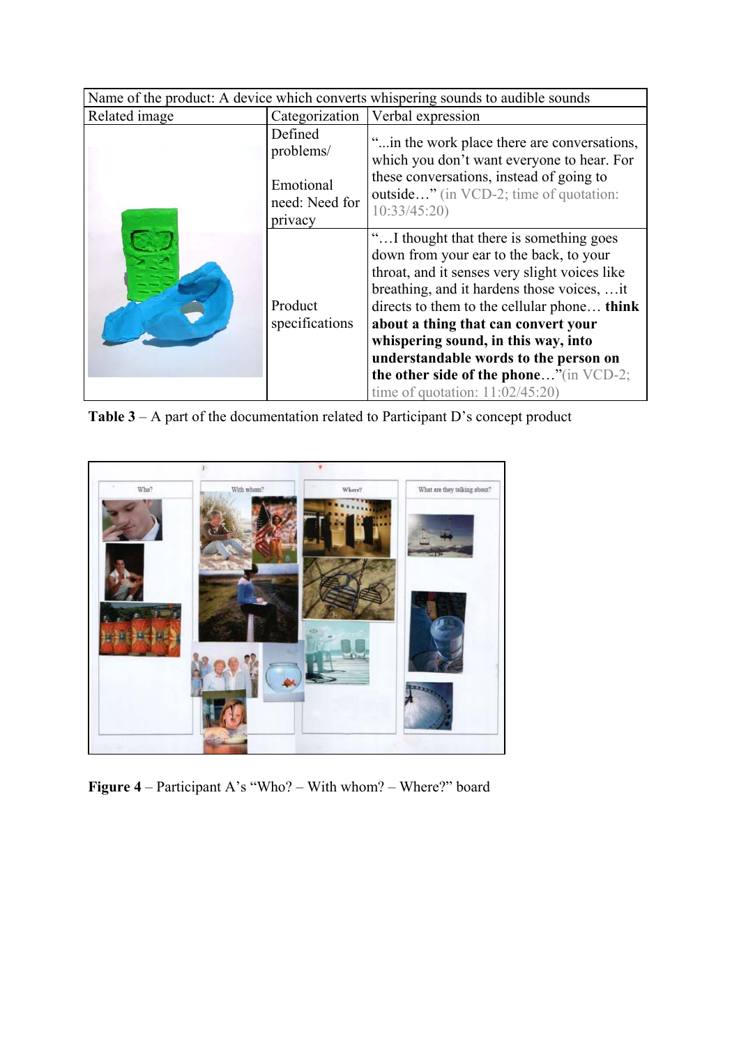| Name of the product: A device which converts whispering sounds to audible sounds | | |
|---|---|---|
| Related image | Categorization | Verbal expression |
| | Defined problems/ Emotional need: Need for privacy | "...in the work place there are conversations, which you don't want everyone to hear. For these conversations, instead of going to outside…" (in VCD-2; time of quotation: 10:33/45:20) |
| | Product specifications | "…I thought that there is something goes down from your ear to the back, to your throat, and it senses very slight voices like breathing, and it hardens those voices, …it directs to them to the cellular phone… **think about a thing that can convert your whispering sound, in this way, into understandable words to the person on the other side of the phone**…"(in VCD-2; time of quotation: 11:02/45:20) |

**Table 3** – A part of the documentation related to Participant D's concept product

**Figure 4** – Participant A's "Who? – With whom? – Where?" board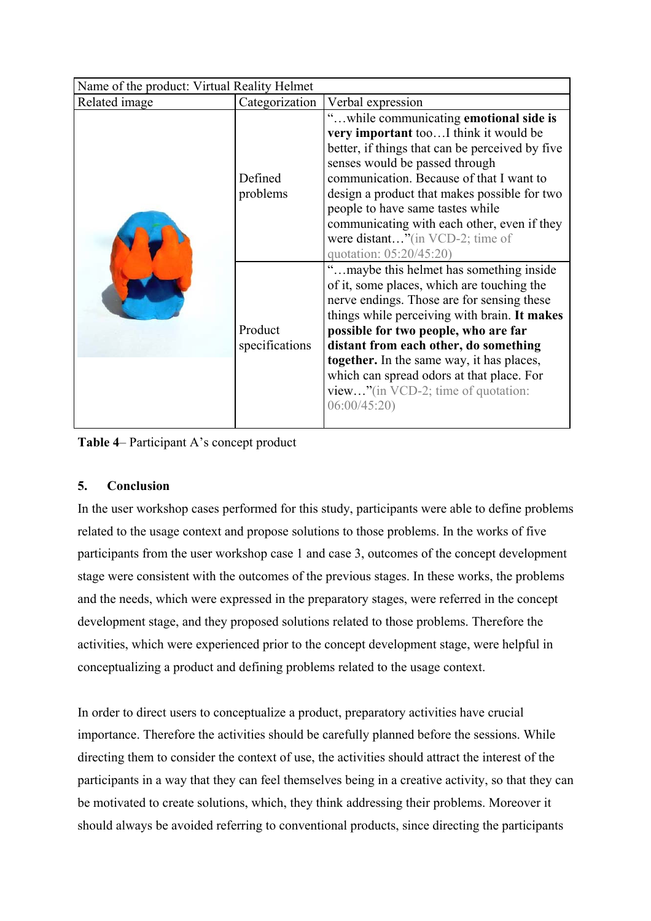| Name of the product: Virtual Reality Helmet | | |
|---|---|---|
| Related image | Categorization | Verbal expression |
| | Defined problems | "…while communicating **emotional side is very important** too…I think it would be better, if things that can be perceived by five senses would be passed through communication. Because of that I want to design a product that makes possible for two people to have same tastes while communicating with each other, even if they were distant…"(in VCD-2; time of quotation: 05:20/45:20) |
| | Product specifications | "…maybe this helmet has something inside of it, some places, which are touching the nerve endings. Those are for sensing these things while perceiving with brain. **It makes possible for two people, who are far distant from each other, do something together.** In the same way, it has places, which can spread odors at that place. For view…"(in VCD-2; time of quotation: 06:00/45:20) |

**Table 4**– Participant A's concept product

### 5. Conclusion

In the user workshop cases performed for this study, participants were able to define problems related to the usage context and propose solutions to those problems. In the works of five participants from the user workshop case 1 and case 3, outcomes of the concept development stage were consistent with the outcomes of the previous stages. In these works, the problems and the needs, which were expressed in the preparatory stages, were referred in the concept development stage, and they proposed solutions related to those problems. Therefore the activities, which were experienced prior to the concept development stage, were helpful in conceptualizing a product and defining problems related to the usage context.

In order to direct users to conceptualize a product, preparatory activities have crucial importance. Therefore the activities should be carefully planned before the sessions. While directing them to consider the context of use, the activities should attract the interest of the participants in a way that they can feel themselves being in a creative activity, so that they can be motivated to create solutions, which, they think addressing their problems. Moreover it should always be avoided referring to conventional products, since directing the participants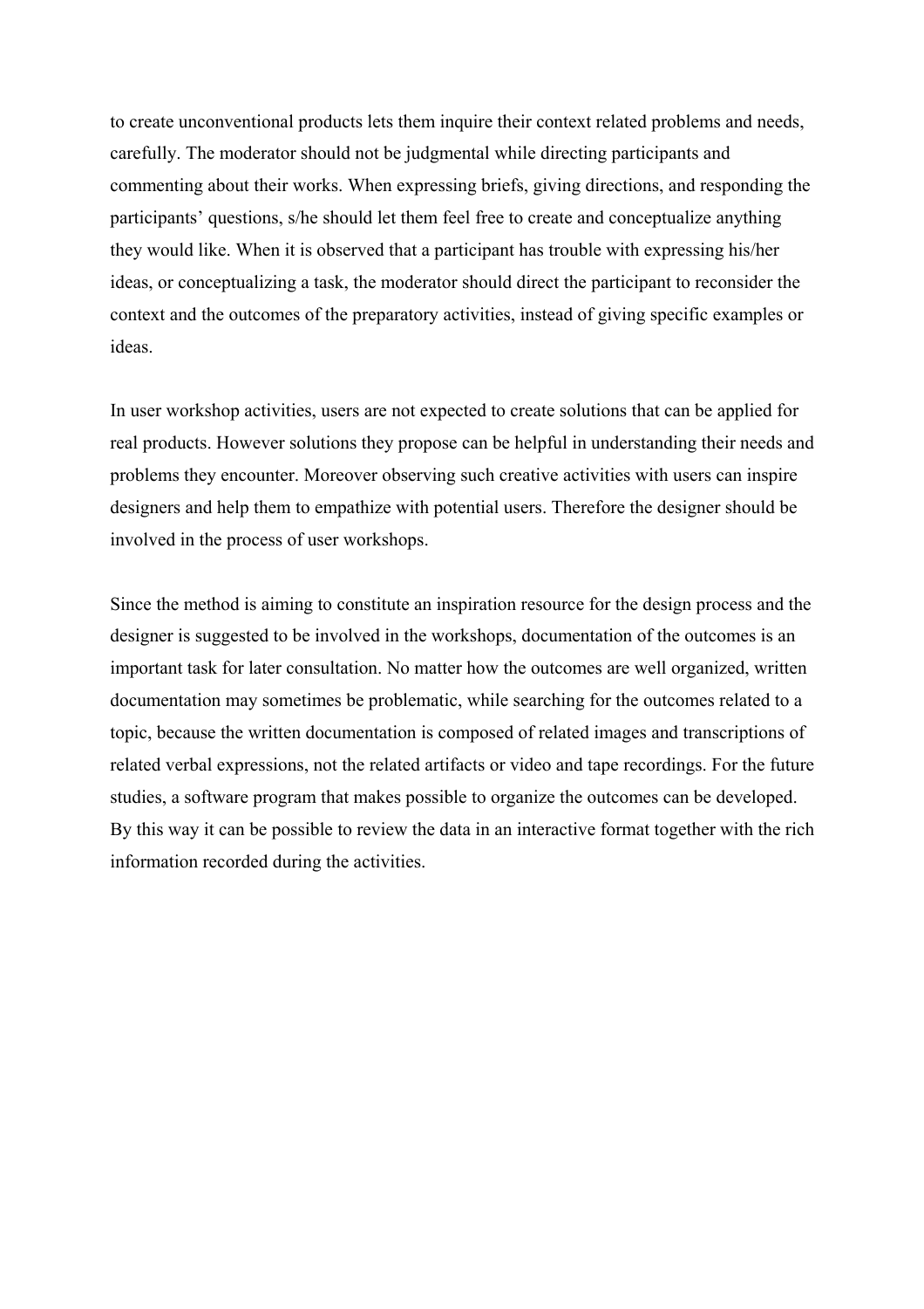to create unconventional products lets them inquire their context related problems and needs, carefully. The moderator should not be judgmental while directing participants and commenting about their works. When expressing briefs, giving directions, and responding the participants' questions, s/he should let them feel free to create and conceptualize anything they would like. When it is observed that a participant has trouble with expressing his/her ideas, or conceptualizing a task, the moderator should direct the participant to reconsider the context and the outcomes of the preparatory activities, instead of giving specific examples or ideas.

In user workshop activities, users are not expected to create solutions that can be applied for real products. However solutions they propose can be helpful in understanding their needs and problems they encounter. Moreover observing such creative activities with users can inspire designers and help them to empathize with potential users. Therefore the designer should be involved in the process of user workshops.

Since the method is aiming to constitute an inspiration resource for the design process and the designer is suggested to be involved in the workshops, documentation of the outcomes is an important task for later consultation. No matter how the outcomes are well organized, written documentation may sometimes be problematic, while searching for the outcomes related to a topic, because the written documentation is composed of related images and transcriptions of related verbal expressions, not the related artifacts or video and tape recordings. For the future studies, a software program that makes possible to organize the outcomes can be developed. By this way it can be possible to review the data in an interactive format together with the rich information recorded during the activities.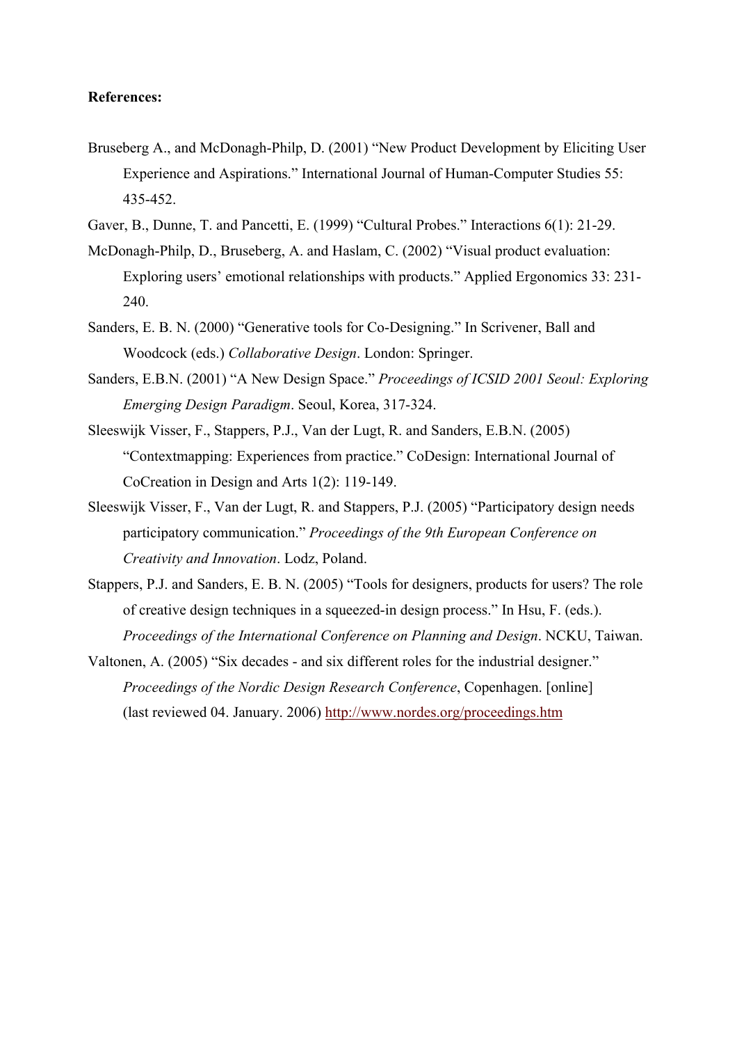**References:**

Bruseberg A., and McDonagh-Philp, D. (2001) "New Product Development by Eliciting User Experience and Aspirations." International Journal of Human-Computer Studies 55: 435-452.

Gaver, B., Dunne, T. and Pancetti, E. (1999) "Cultural Probes." Interactions 6(1): 21-29.

McDonagh-Philp, D., Bruseberg, A. and Haslam, C. (2002) "Visual product evaluation: Exploring users' emotional relationships with products." Applied Ergonomics 33: 231-240.

Sanders, E. B. N. (2000) "Generative tools for Co-Designing." In Scrivener, Ball and Woodcock (eds.) *Collaborative Design*. London: Springer.

Sanders, E.B.N. (2001) "A New Design Space." *Proceedings of ICSID 2001 Seoul: Exploring Emerging Design Paradigm*. Seoul, Korea, 317-324.

Sleeswijk Visser, F., Stappers, P.J., Van der Lugt, R. and Sanders, E.B.N. (2005) "Contextmapping: Experiences from practice." CoDesign: International Journal of CoCreation in Design and Arts 1(2): 119-149.

Sleeswijk Visser, F., Van der Lugt, R. and Stappers, P.J. (2005) "Participatory design needs participatory communication." *Proceedings of the 9th European Conference on Creativity and Innovation*. Lodz, Poland.

Stappers, P.J. and Sanders, E. B. N. (2005) "Tools for designers, products for users? The role of creative design techniques in a squeezed-in design process." In Hsu, F. (eds.). *Proceedings of the International Conference on Planning and Design*. NCKU, Taiwan.

Valtonen, A. (2005) "Six decades - and six different roles for the industrial designer." *Proceedings of the Nordic Design Research Conference*, Copenhagen. [online] (last reviewed 04. January. 2006) http://www.nordes.org/proceedings.htm